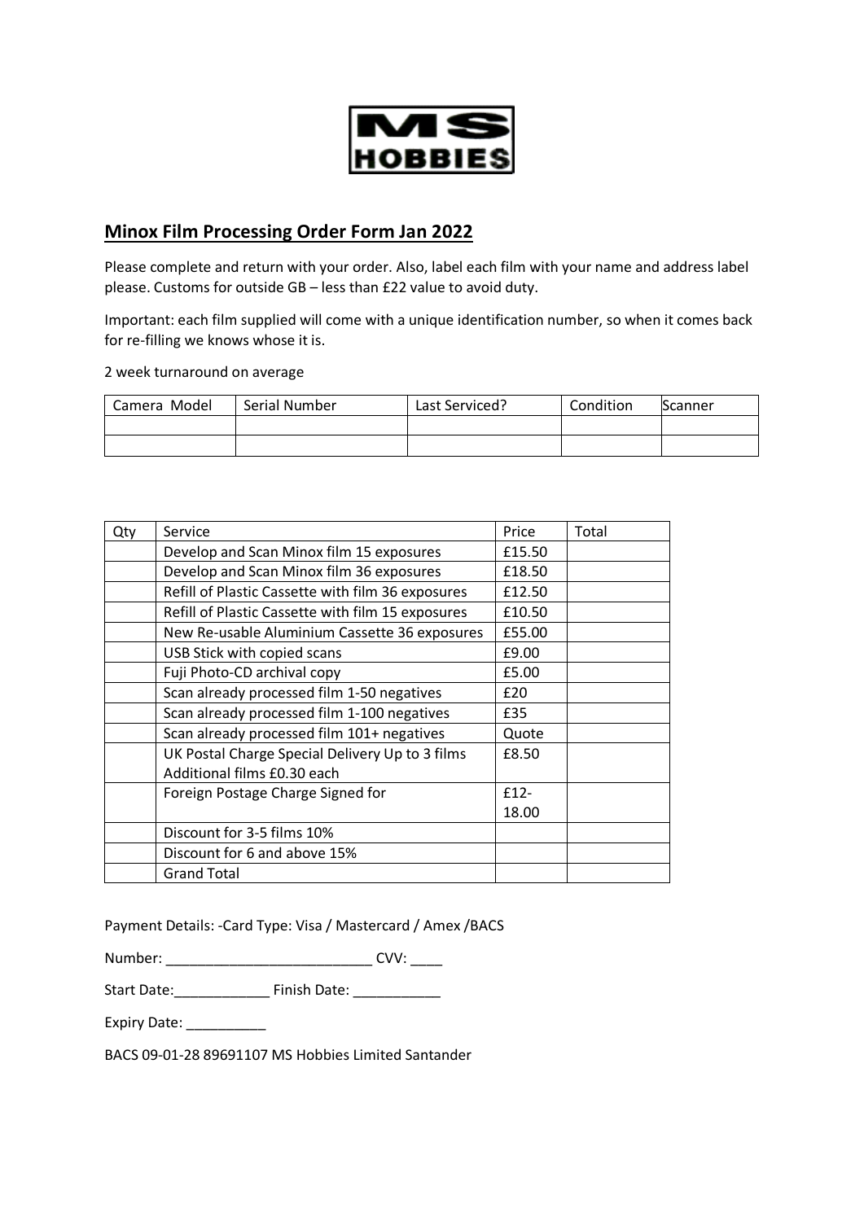MS HOBBIES

## Minox Film Processing Order Form Jan 2022

Please complete and return with your order. Also, label each film with your name and address label please. Customs for outside GB – less than £22 value to avoid duty.

Important: each film supplied will come with a unique identification number, so when it comes back for re-filling we knows whose it is.

2 week turnaround on average

| Camera Model | Serial Number | Last Serviced? | Condition | Scanner |
|---|---|---|---|---|
| | | | | |
| | | | | |

| Qty | Service | Price | Total |
|---|---|---|---|
| | Develop and Scan Minox film 15 exposures | £15.50 | |
| | Develop and Scan Minox film 36 exposures | £18.50 | |
| | Refill of Plastic Cassette with film 36 exposures | £12.50 | |
| | Refill of Plastic Cassette with film 15 exposures | £10.50 | |
| | New Re-usable Aluminium Cassette 36 exposures | £55.00 | |
| | USB Stick with copied scans | £9.00 | |
| | Fuji Photo-CD archival copy | £5.00 | |
| | Scan already processed film 1-50 negatives | £20 | |
| | Scan already processed film 1-100 negatives | £35 | |
| | Scan already processed film 101+ negatives | Quote | |
| | UK Postal Charge Special Delivery Up to 3 films Additional films £0.30 each | £8.50 | |
| | Foreign Postage Charge Signed for | £12-18.00 | |
| | Discount for 3-5 films 10% | | |
| | Discount for 6 and above 15% | | |
| | Grand Total | | |

Payment Details: -Card Type: Visa / Mastercard / Amex /BACS

Number: __________________________ CVV: ____

Start Date:____________ Finish Date: ___________

Expiry Date: __________

BACS 09-01-28 89691107 MS Hobbies Limited Santander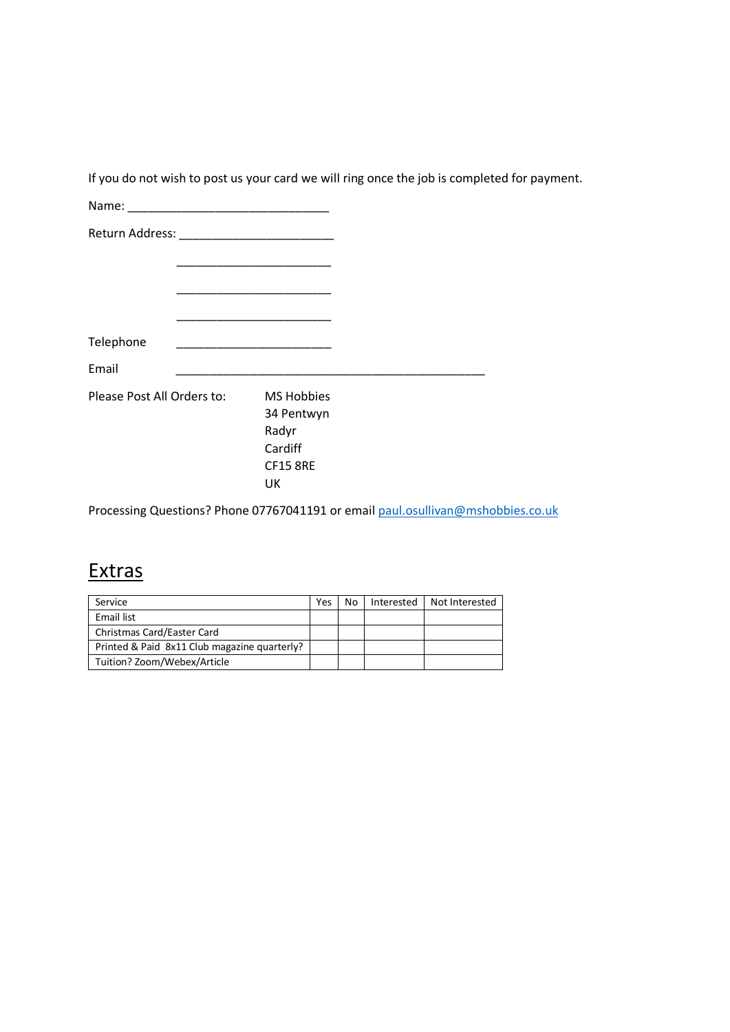If you do not wish to post us your card we will ring once the job is completed for payment.

Name: ______________________________

Return Address: _______________________

_______________________

_______________________

_______________________

Telephone _______________________

Email ______________________________________________

Please Post All Orders to:

MS Hobbies
34 Pentwyn
Radyr
Cardiff
CF15 8RE
UK

Processing Questions? Phone 07767041191 or email paul.osullivan@mshobbies.co.uk

# Extras

| Service | Yes | No | Interested | Not Interested |
|---|---|---|---|---|
| Email list | | | | |
| Christmas Card/Easter Card | | | | |
| Printed & Paid 8x11 Club magazine quarterly? | | | | |
| Tuition? Zoom/Webex/Article | | | | |